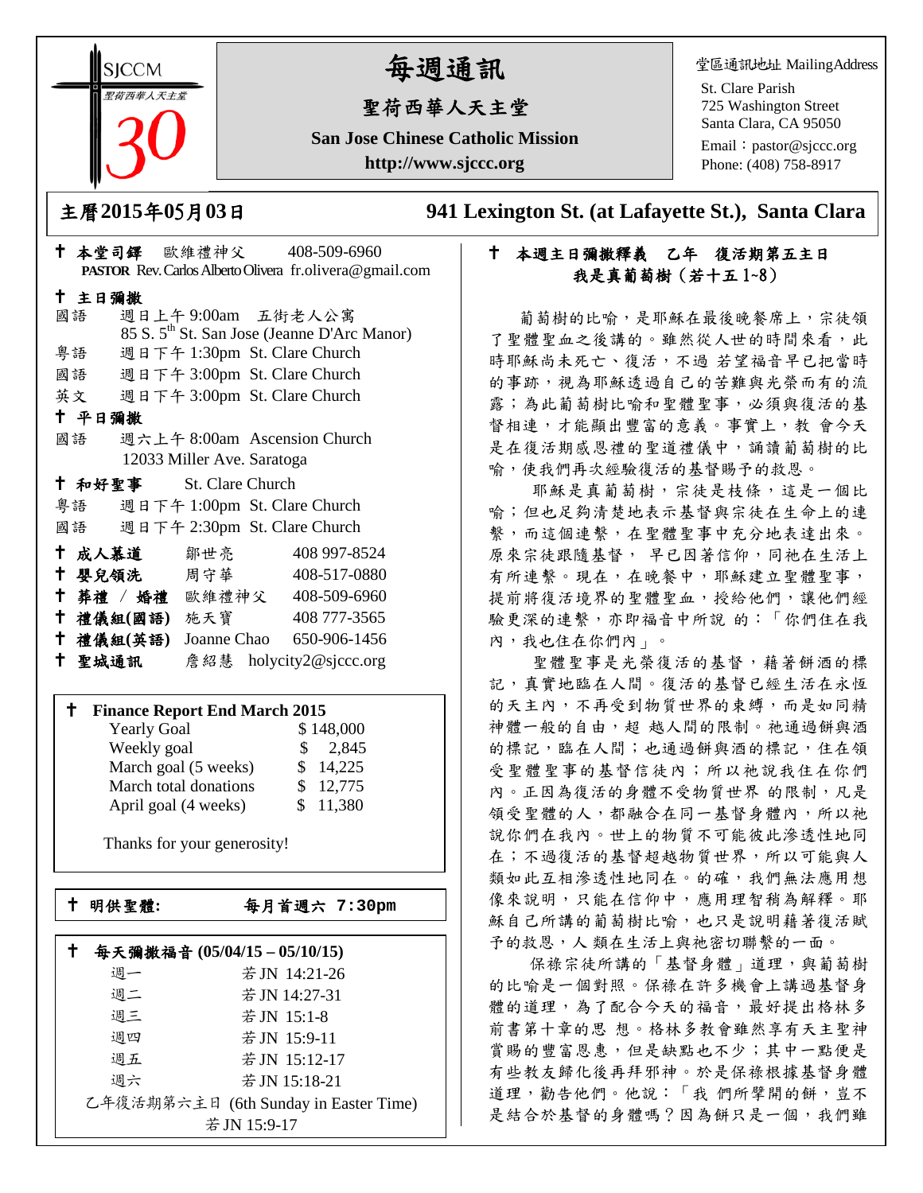SJCCM 聖荷西華人天主堂 30

# 每週通訊

## 聖荷西華人天主堂

**San Jose Chinese Catholic Mission**

**http://www.sjccc.org**

堂區通訊地址 MailingAddress
St. Clare Parish
725 Washington Street
Santa Clara, CA 95050
Email：pastor@sjccc.org
Phone: (408) 758-8917

**主曆2015年05月03日**　　**941 Lexington St. (at Lafayette St.), Santa Clara**

✝ **本堂司鐸** 歐維禮神父 408-509-6960
**PASTOR** Rev. Carlos Alberto Olivera fr.olivera@gmail.com

✝ **主日彌撒**
國語 週日上午 9:00am 五街老人公寓
85 S. 5th St. San Jose (Jeanne D'Arc Manor)
粵語 週日下午 1:30pm St. Clare Church
國語 週日下午 3:00pm St. Clare Church
英文 週日下午 3:00pm St. Clare Church

✝ **平日彌撒**
國語 週六上午 8:00am Ascension Church
12033 Miller Ave. Saratoga

✝ **和好聖事** St. Clare Church
粵語 週日下午 1:00pm St. Clare Church
國語 週日下午 2:30pm St. Clare Church

✝ **成人慕道** 鄒世亮 408 997-8524
✝ **嬰兒領洗** 周守華 408-517-0880
✝ **葬禮 / 婚禮** 歐維禮神父 408-509-6960
✝ **禮儀組(國語)** 施天寶 408 777-3565
✝ **禮儀組(英語)** Joanne Chao 650-906-1456
✝ **聖城通訊** 詹紹慧 holycity2@sjccc.org

✝ **Finance Report End March 2015**

| | |
|---|---|
| Yearly Goal | $ 148,000 |
| Weekly goal | $ 2,845 |
| March goal (5 weeks) | $ 14,225 |
| March total donations | $ 12,775 |
| April goal (4 weeks) | $ 11,380 |

Thanks for your generosity!

✝ **明供聖體:** **每月首週六 7:30pm**

✝ **每天彌撒福音 (05/04/15 – 05/10/15)**

| | |
|---|---|
| 週一 | 若 JN 14:21-26 |
| 週二 | 若 JN 14:27-31 |
| 週三 | 若 JN 15:1-8 |
| 週四 | 若 JN 15:9-11 |
| 週五 | 若 JN 15:12-17 |
| 週六 | 若 JN 15:18-21 |

乙年復活期第六主日 (6th Sunday in Easter Time)
若 JN 15:9-17

## ✝ 本週主日彌撒釋義 乙年 復活期第五主日
## 我是真葡萄樹（若十五 1~8）

葡萄樹的比喻，是耶穌在最後晚餐席上，宗徒領了聖體聖血之後講的。雖然從人世的時間來看，此時耶穌尚未死亡、復活，不過 若望福音早已把當時的事跡，視為耶穌透過自己的苦難與光榮而有的流露；為此葡萄樹比喻和聖體聖事，必須與復活的基督相連，才能顯出豐富的意義。事實上，教 會今天是在復活期感恩禮的聖道禮儀中，誦讀葡萄樹的比喻，使我們再次經驗復活的基督賜予的救恩。

耶穌是真葡萄樹，宗徒是枝條，這是一個比喻；但也足夠清楚地表示基督與宗徒在生命上的連繫，而這個連繫，在聖體聖事中充分地表達出來。原來宗徒跟隨基督， 早已因著信仰，同祂在生活上有所連繫。現在，在晚餐中，耶穌建立聖體聖事，提前將復活境界的聖體聖血，授給他們，讓他們經驗更深的連繫，亦即福音中所說 的：「你們住在我內，我也住在你們內」。

聖體聖事是光榮復活的基督，藉著餅酒的標記，真實地臨在人間。復活的基督已經生活在永恆的天主內，不再受到物質世界的束縛，而是如同精神體一般的自由，超 越人間的限制。祂通過餅與酒的標記，臨在人間；也通過餅與酒的標記，住在領受聖體聖事的基督信徒內；所以祂說我住在你們內。正因為復活的身體不受物質世界 的限制，凡是領受聖體的人，都融合在同一基督身體內，所以祂說你們在我內。世上的物質不可能彼此滲透性地同在；不過復活的基督超越物質世界，所以可能與人類如此互相滲透性地同在。的確，我們無法應用想像來說明，只能在信仰中，應用理智稍為解釋。耶穌自己所講的葡萄樹比喻，也只是說明藉著復活賦予的救恩，人 類在生活上與祂密切聯繫的一面。

保祿宗徒所講的「基督身體」道理，與葡萄樹的比喻是一個對照。保祿在許多機會上講過基督身體的道理，為了配合今天的福音，最好提出格林多前書第十章的思 想。格林多教會雖然享有天主聖神賞賜的豐富恩惠，但是缺點也不少；其中一點便是有些教友歸化後再拜邪神。於是保祿根據基督身體道理，勸告他們。他說：「我 們所擘開的餅，豈不是結合於基督的身體嗎？因為餅只是一個，我們雖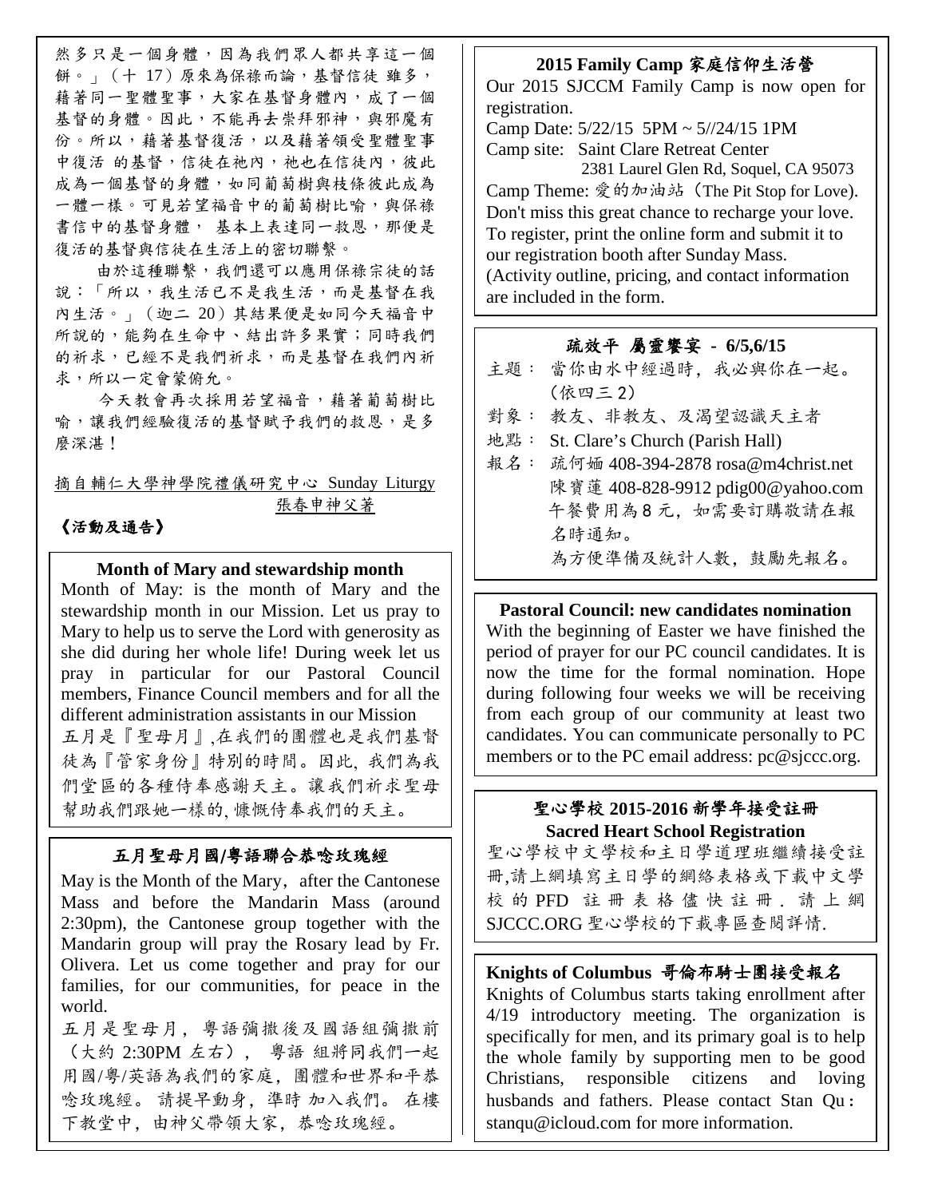然多只是一個身體，因為我們眾人都共享這一個餅。」（十 17）原來為保祿而論，基督信徒 雖多，藉著同一聖體聖事，大家在基督身體內，成了一個基督的身體。因此，不能再去崇拜邪神，與邪魔有份。所以，藉著基督復活，以及藉著領受聖體聖事中復活 的基督，信徒在祂內，祂也在信徒內，彼此成為一個基督的身體，如同葡萄樹與枝條彼此成為一體一樣。可見若望福音中的葡萄樹比喻，與保祿書信中的基督身體， 基本上表達同一救恩，那便是復活的基督與信徒在生活上的密切聯繫。

由於這種聯繫，我們還可以應用保祿宗徒的話說：「所以，我生活已不是我生活，而是基督在我內生活。」（迦二 20）其結果便是如同今天福音中所說的，能夠在生命中、結出許多果實；同時我們的祈求，已經不是我們祈求，而是基督在我們內祈求，所以一定會蒙俯允。

今天教會再次採用若望福音，藉著葡萄樹比喻，讓我們經驗復活的基督賦予我們的救恩，是多麼深湛！

摘自輔仁大學神學院禮儀研究中心 Sunday Liturgy 張春申神父著

**《活動及通告》**

### Month of Mary and stewardship month

Month of May: is the month of Mary and the stewardship month in our Mission. Let us pray to Mary to help us to serve the Lord with generosity as she did during her whole life! During week let us pray in particular for our Pastoral Council members, Finance Council members and for all the different administration assistants in our Mission

五月是『聖母月』,在我們的團體也是我們基督徒為『管家身份』特別的時間。因此, 我們為我們堂區的各種侍奉感謝天主。讓我們祈求聖母幫助我們跟她一樣的, 慷慨侍奉我們的天主。

### 五月聖母月國/粵語聯合恭唸玫瑰經

May is the Month of the Mary，after the Cantonese Mass and before the Mandarin Mass (around 2:30pm), the Cantonese group together with the Mandarin group will pray the Rosary lead by Fr. Olivera. Let us come together and pray for our families, for our communities, for peace in the world.

五月是聖母月，粵語彌撒後及國語組彌撒前（大約 2:30PM 左右）， 粵語 組將同我們一起用國/粵/英語為我們的家庭，團體和世界和平恭唸玫瑰經。 請提早動身，準時 加入我們。 在樓下教堂中，由神父帶領大家，恭唸玫瑰經。

### 2015 Family Camp 家庭信仰生活營

Our 2015 SJCCM Family Camp is now open for registration.

Camp Date: 5/22/15 5PM ~ 5//24/15 1PM

Camp site: Saint Clare Retreat Center
2381 Laurel Glen Rd, Soquel, CA 95073

Camp Theme: 愛的加油站（The Pit Stop for Love).

Don't miss this great chance to recharge your love. To register, print the online form and submit it to our registration booth after Sunday Mass.

(Activity outline, pricing, and contact information are included in the form.

### 疏效平 屬靈饗宴 - 6/5,6/15

主題： 當你由水中經過時，我必與你在一起。（依四三 2）

對象： 教友、非教友、及渴望認識天主者

地點： St. Clare's Church (Parish Hall)

報名： 疏何婳 408-394-2878 rosa@m4christ.net
陳寶蓮 408-828-9912 pdig00@yahoo.com
午餐費用為 8 元，如需要訂購敬請在報名時通知。
為方便準備及統計人數，鼓勵先報名。

### Pastoral Council: new candidates nomination

With the beginning of Easter we have finished the period of prayer for our PC council candidates. It is now the time for the formal nomination. Hope during following four weeks we will be receiving from each group of our community at least two candidates. You can communicate personally to PC members or to the PC email address: pc@sjccc.org.

### 聖心學校 2015-2016 新學年接受註冊 Sacred Heart School Registration

聖心學校中文學校和主日學道理班繼續接受註冊,請上網填寫主日學的網絡表格或下載中文學校的 PFD 註冊表格儘快註冊. 請上網 SJCCC.ORG 聖心學校的下載專區查閱詳情.

### Knights of Columbus 哥倫布騎士團接受報名

Knights of Columbus starts taking enrollment after 4/19 introductory meeting. The organization is specifically for men, and its primary goal is to help the whole family by supporting men to be good Christians, responsible citizens and loving husbands and fathers. Please contact Stan Qu : stanqu@icloud.com for more information.